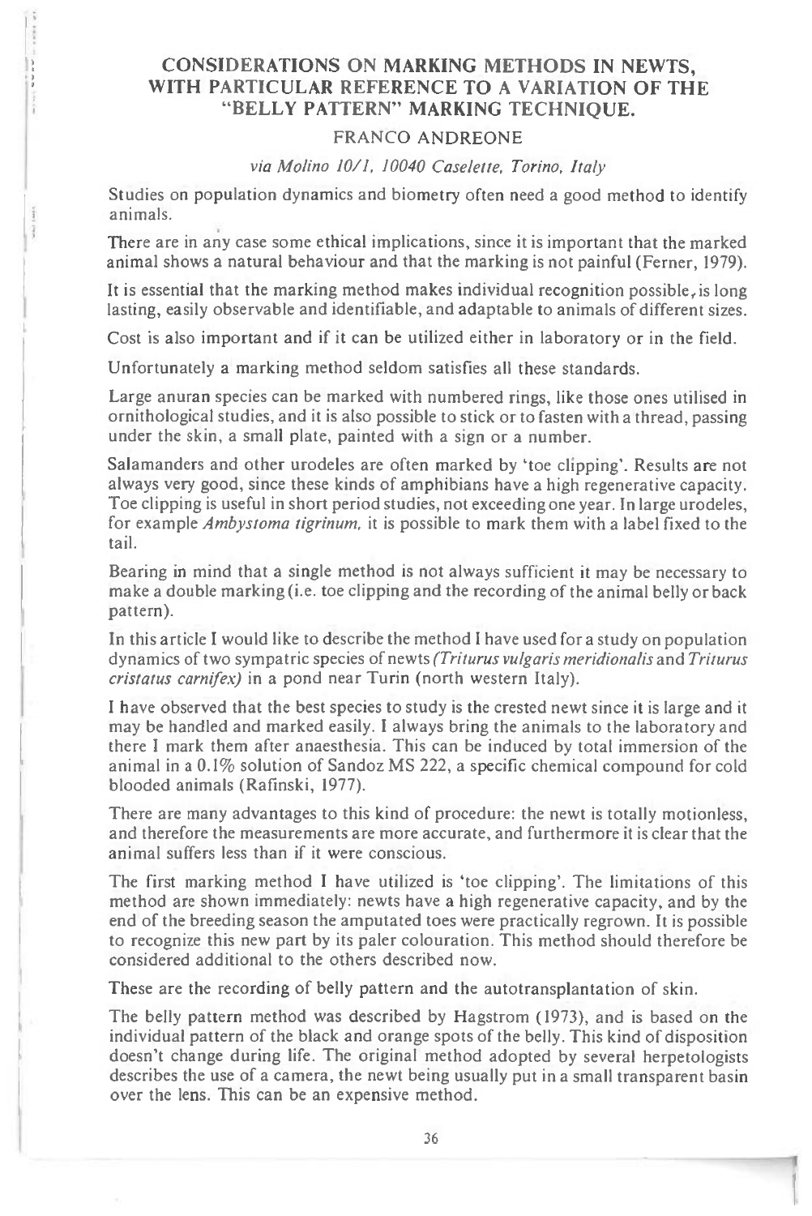# CONSIDERATIONS ON MARKING METHODS IN NEWTS, WITH PARTICULAR REFERENCE TO A VARIATION OF THE "BELLY PATTERN" MARKING TECHNIQUE.

## FRANCO ANDREONE

*via Molino 10/1, 10040 Caselette, Torino, Italy*

Studies on population dynamics and biometry often need a good method to identify animals.

There are in any case some ethical implications, since it is important that the marked animal shows a natural behaviour and that the marking is not painful (Ferner, 1979).

It is essential that the marking method makes individual recognition possible, is long lasting, easily observable and identifiable, and adaptable to animals of different sizes.

Cost is also important and if it can be utilized either in laboratory or in the field.

Unfortunately a marking method seldom satisfies all these standards.

Large anuran species can be marked with numbered rings, like those ones utilised in ornithological studies, and it is also possible to stick or to fasten with a thread, passing under the skin, a small plate, painted with a sign or a number.

Salamanders and other urodeles are often marked by 'toe clipping'. Results are not always very good, since these kinds of amphibians have a high regenerative capacity. Toe clipping is useful in short period studies, not exceeding one year. In large urodeles, for example *Ambystoma tigrinum*, it is possible to mark them with a label fixed to the tail.

Bearing in mind that a single method is not always sufficient it may be necessary to make a double marking (i.e. toe clipping and the recording of the animal belly or back pattern).

In this article I would like to describe the method I have used for a study on population dynamics of two sympatric species of newts *(Triturus vulgaris meridionalis* and *Triturus cristatus carnifex)* in a pond near Turin (north western Italy).

I have observed that the best species to study is the crested newt since it is large and it may be handled and marked easily. I always bring the animals to the laboratory and there I mark them after anaesthesia. This can be induced by total immersion of the animal in a 0.1% solution of Sandoz MS 222, a specific chemical compound for cold blooded animals (Rafinski, 1977).

There are many advantages to this kind of procedure: the newt is totally motionless, and therefore the measurements are more accurate, and furthermore it is clear that the animal suffers less than if it were conscious.

The first marking method I have utilized is 'toe clipping'. The limitations of this method are shown immediately: newts have a high regenerative capacity, and by the end of the breeding season the amputated toes were practically regrown. It is possible to recognize this new part by its paler colouration. This method should therefore be considered additional to the others described now.

These are the recording of belly pattern and the autotransplantation of skin.

The belly pattern method was described by Hagstrom (1973), and is based on the individual pattern of the black and orange spots of the belly. This kind of disposition doesn't change during life. The original method adopted by several herpetologists describes the use of a camera, the newt being usually put in a small transparent basin over the lens. This can be an expensive method.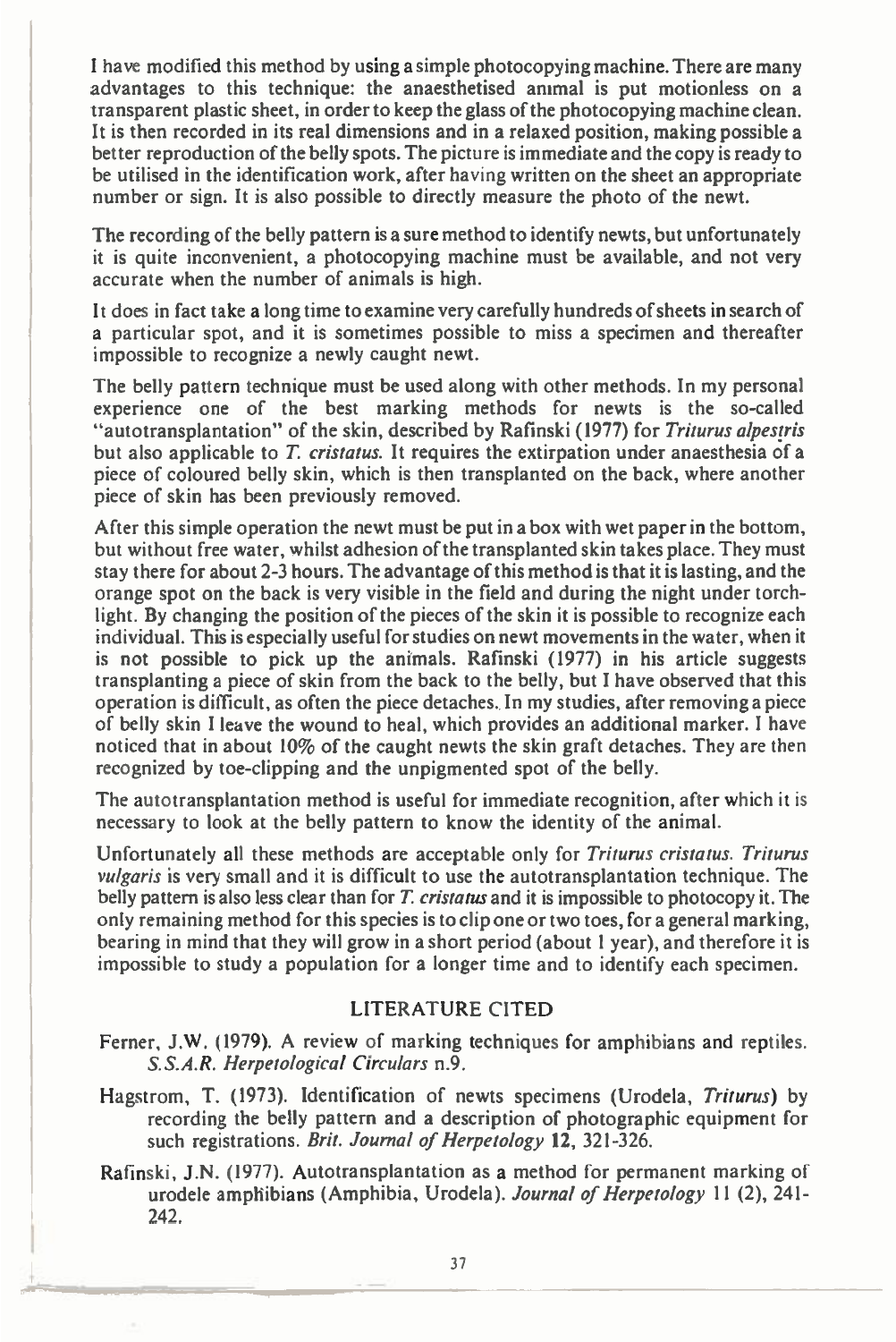I have modified this method by using a simple photocopying machine. There are many advantages to this technique: the anaesthetised animal is put motionless on a transparent plastic sheet, in order to keep the glass of the photocopying machine clean. It is then recorded in its real dimensions and in a relaxed position, making possible a better reproduction of the belly spots. The picture is immediate and the copy is ready to be utilised in the identification work, after having written on the sheet an appropriate number or sign. It is also possible to directly measure the photo of the newt.

The recording of the belly pattern is a sure method to identify newts, but unfortunately it is quite inconvenient, a photocopying machine must be available, and not very accurate when the number of animals is high.

It does in fact take a long time to examine very carefully hundreds of sheets in search of a particular spot, and it is sometimes possible to miss a specimen and thereafter impossible to recognize a newly caught newt.

The belly pattern technique must be used along with other methods. In my personal experience one of the best marking methods for newts is the so-called "autotransplantation" of the skin, described by Rafinski (1977) for *Triturus alpestris* but also applicable to *T. cristatus.* It requires the extirpation under anaesthesia of a piece of coloured belly skin, which is then transplanted on the back, where another piece of skin has been previously removed.

After this simple operation the newt must be put in a box with wet paper in the bottom, but without free water, whilst adhesion of the transplanted skin takes place. They must stay there for about 2-3 hours. The advantage of this method is that it is lasting, and the orange spot on the back is very visible in the field and during the night under torch-light. By changing the position of the pieces of the skin it is possible to recognize each individual. This is especially useful for studies on newt movements in the water, when it is not possible to pick up the animals. Rafinski (1977) in his article suggests transplanting a piece of skin from the back to the belly, but I have observed that this operation is difficult, as often the piece detaches. In my studies, after removing a piece of belly skin I leave the wound to heal, which provides an additional marker. I have noticed that in about 10% of the caught newts the skin graft detaches. They are then recognized by toe-clipping and the unpigmented spot of the belly.

The autotransplantation method is useful for immediate recognition, after which it is necessary to look at the belly pattern to know the identity of the animal.

Unfortunately all these methods are acceptable only for *Triturus cristatus. Triturus vulgaris* is very small and it is difficult to use the autotransplantation technique. The belly pattern is also less clear than for *T. cristatus* and it is impossible to photocopy it. The only remaining method for this species is to clip one or two toes, for a general marking, bearing in mind that they will grow in a short period (about 1 year), and therefore it is impossible to study a population for a longer time and to identify each specimen.

## LITERATURE CITED

Ferner, J.W. (1979). A review of marking techniques for amphibians and reptiles. *S.S.A.R. Herpetological Circulars* n.9.

Hagstrom, T. (1973). Identification of newts specimens (Urodela, *Triturus*) by recording the belly pattern and a description of photographic equipment for such registrations. *Brit. Journal of Herpetology* **12**, 321-326.

Rafinski, J.N. (1977). Autotransplantation as a method for permanent marking of urodele amphibians (Amphibia, Urodela). *Journal of Herpetology* 11 (2), 241-242.